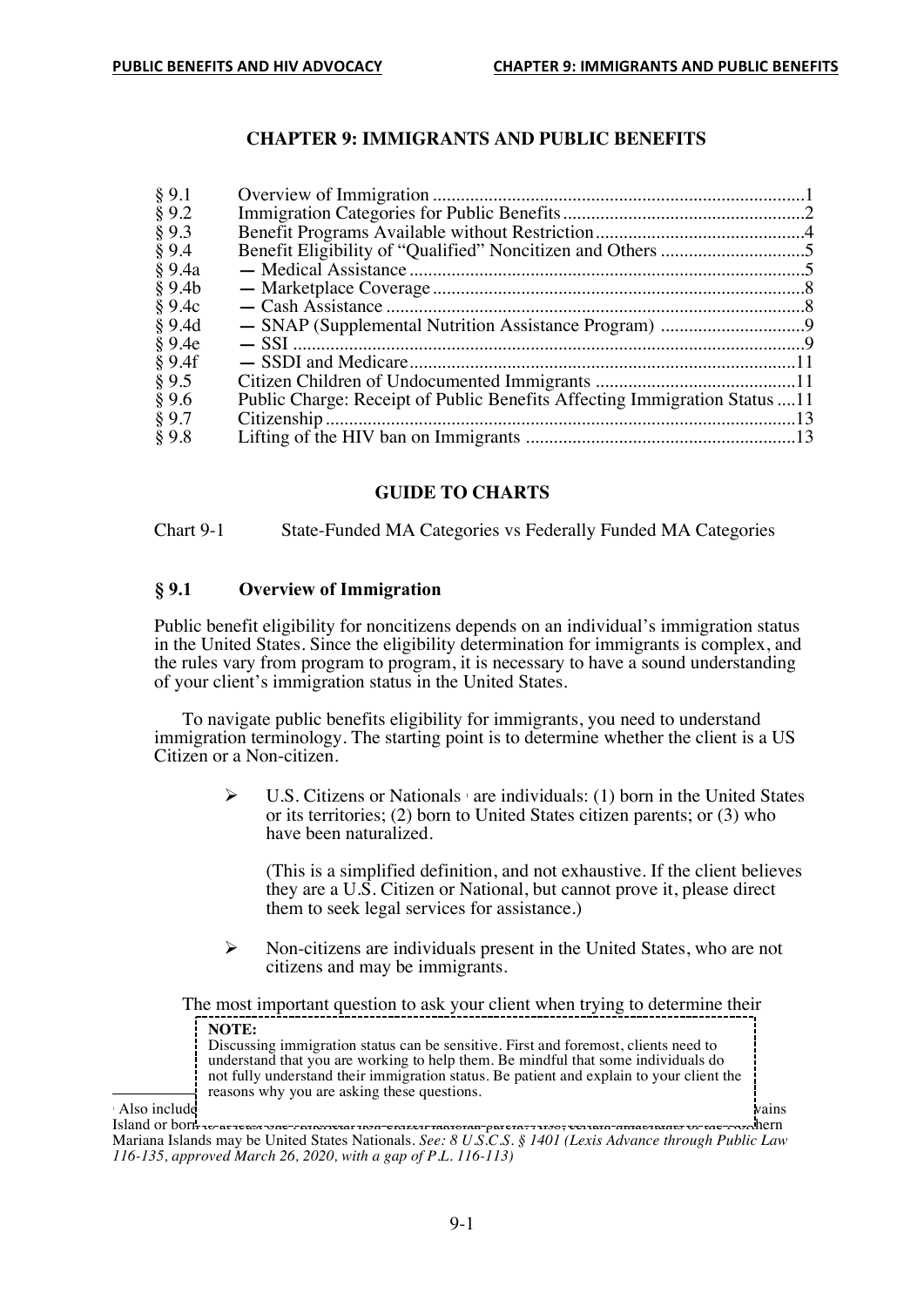# CHAPTER 9: IMMIGRANTS AND PUBLIC BENEFITS

| | | |
|---|---|---|
| § 9.1 | Overview of Immigration | 1 |
| § 9.2 | Immigration Categories for Public Benefits | 2 |
| § 9.3 | Benefit Programs Available without Restriction | 4 |
| § 9.4 | Benefit Eligibility of "Qualified" Noncitizen and Others | 5 |
| § 9.4a | — Medical Assistance | 5 |
| § 9.4b | — Marketplace Coverage | 8 |
| § 9.4c | — Cash Assistance | 8 |
| § 9.4d | — SNAP (Supplemental Nutrition Assistance Program) | 9 |
| § 9.4e | — SSI | 9 |
| § 9.4f | — SSDI and Medicare | 11 |
| § 9.5 | Citizen Children of Undocumented Immigrants | 11 |
| § 9.6 | Public Charge: Receipt of Public Benefits Affecting Immigration Status | 11 |
| § 9.7 | Citizenship | 13 |
| § 9.8 | Lifting of the HIV ban on Immigrants | 13 |

## GUIDE TO CHARTS

Chart 9-1 State-Funded MA Categories vs Federally Funded MA Categories

## § 9.1 Overview of Immigration

Public benefit eligibility for noncitizens depends on an individual's immigration status in the United States. Since the eligibility determination for immigrants is complex, and the rules vary from program to program, it is necessary to have a sound understanding of your client's immigration status in the United States.

To navigate public benefits eligibility for immigrants, you need to understand immigration terminology. The starting point is to determine whether the client is a US Citizen or a Non-citizen.

- U.S. Citizens or Nationals [1] are individuals: (1) born in the United States or its territories; (2) born to United States citizen parents; or (3) who have been naturalized.

  (This is a simplified definition, and not exhaustive. If the client believes they are a U.S. Citizen or National, but cannot prove it, please direct them to seek legal services for assistance.)

- Non-citizens are individuals present in the United States, who are not citizens and may be immigrants.

The most important question to ask your client when trying to determine their

> **NOTE:**
> Discussing immigration status can be sensitive. First and foremost, clients need to understand that you are working to help them. Be mindful that some individuals do not fully understand their immigration status. Be patient and explain to your client the reasons why you are asking these questions.

[1] Also include[...] Swains Island or born [...] Northern Mariana Islands may be United States Nationals. *See: 8 U.S.C.S. § 1401 (Lexis Advance through Public Law 116-135, approved March 26, 2020, with a gap of P.L. 116-113)*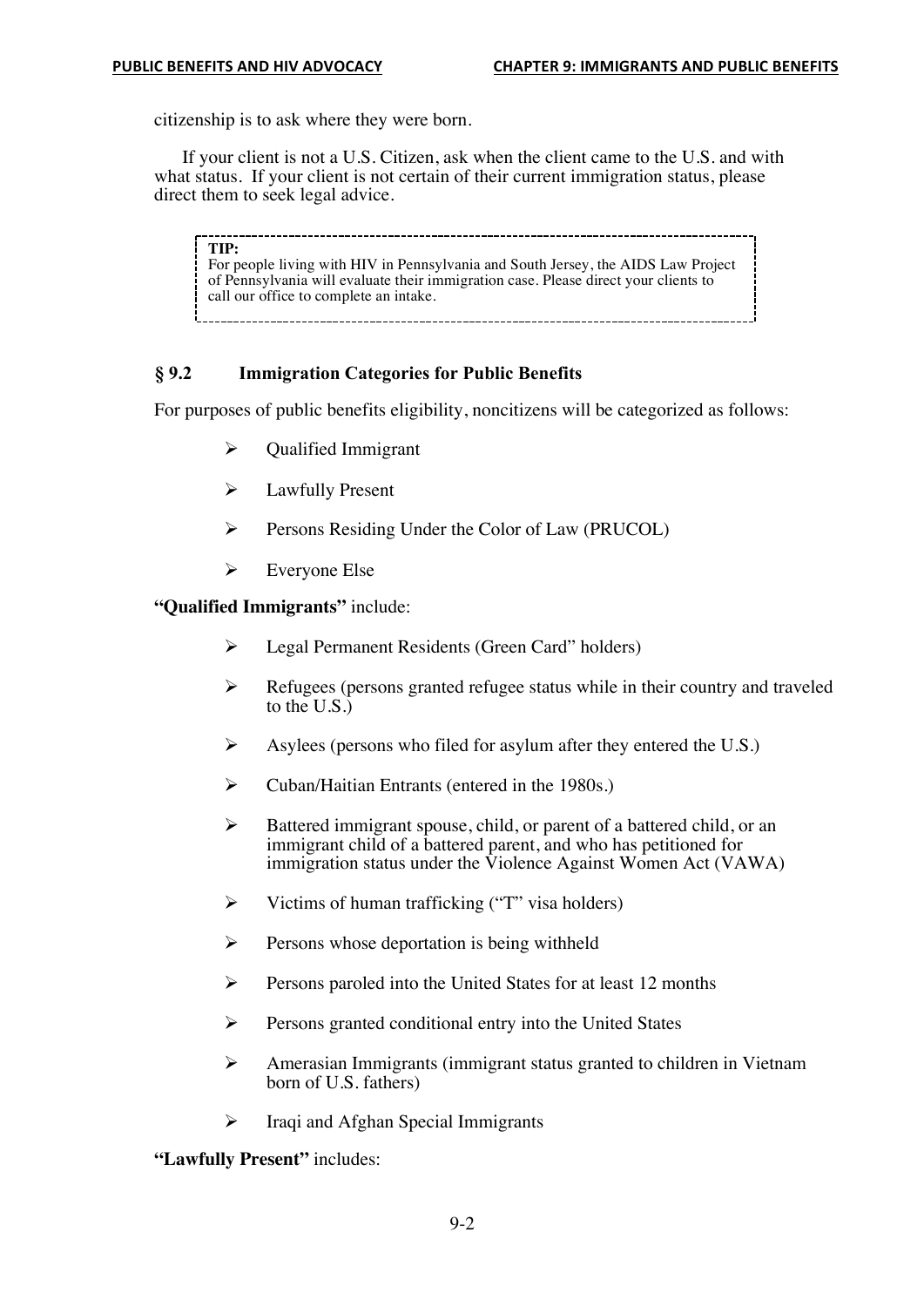citizenship is to ask where they were born.

If your client is not a U.S. Citizen, ask when the client came to the U.S. and with what status. If your client is not certain of their current immigration status, please direct them to seek legal advice.

> **TIP:**
> For people living with HIV in Pennsylvania and South Jersey, the AIDS Law Project of Pennsylvania will evaluate their immigration case. Please direct your clients to call our office to complete an intake.

### § 9.2 Immigration Categories for Public Benefits

For purposes of public benefits eligibility, noncitizens will be categorized as follows:

- Qualified Immigrant
- Lawfully Present
- Persons Residing Under the Color of Law (PRUCOL)
- Everyone Else

**"Qualified Immigrants"** include:

- Legal Permanent Residents (Green Card" holders)
- Refugees (persons granted refugee status while in their country and traveled to the U.S.)
- Asylees (persons who filed for asylum after they entered the U.S.)
- Cuban/Haitian Entrants (entered in the 1980s.)
- Battered immigrant spouse, child, or parent of a battered child, or an immigrant child of a battered parent, and who has petitioned for immigration status under the Violence Against Women Act (VAWA)
- Victims of human trafficking ("T" visa holders)
- Persons whose deportation is being withheld
- Persons paroled into the United States for at least 12 months
- Persons granted conditional entry into the United States
- Amerasian Immigrants (immigrant status granted to children in Vietnam born of U.S. fathers)
- Iraqi and Afghan Special Immigrants

**"Lawfully Present"** includes: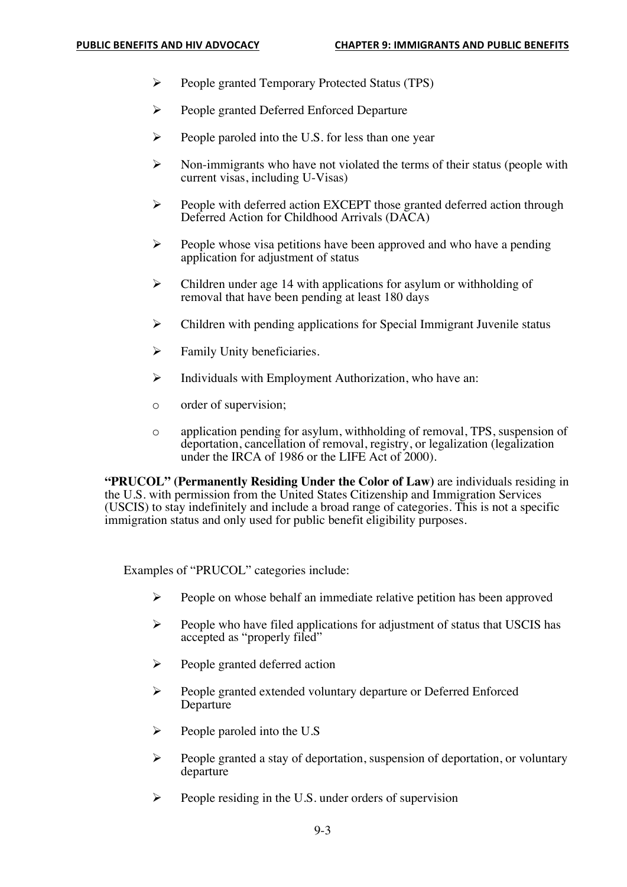- People granted Temporary Protected Status (TPS)
- People granted Deferred Enforced Departure
- People paroled into the U.S. for less than one year
- Non-immigrants who have not violated the terms of their status (people with current visas, including U-Visas)
- People with deferred action EXCEPT those granted deferred action through Deferred Action for Childhood Arrivals (DACA)
- People whose visa petitions have been approved and who have a pending application for adjustment of status
- Children under age 14 with applications for asylum or withholding of removal that have been pending at least 180 days
- Children with pending applications for Special Immigrant Juvenile status
- Family Unity beneficiaries.
- Individuals with Employment Authorization, who have an:
  - order of supervision;
  - application pending for asylum, withholding of removal, TPS, suspension of deportation, cancellation of removal, registry, or legalization (legalization under the IRCA of 1986 or the LIFE Act of 2000).

**"PRUCOL" (Permanently Residing Under the Color of Law)** are individuals residing in the U.S. with permission from the United States Citizenship and Immigration Services (USCIS) to stay indefinitely and include a broad range of categories. This is not a specific immigration status and only used for public benefit eligibility purposes.

Examples of "PRUCOL" categories include:

- People on whose behalf an immediate relative petition has been approved
- People who have filed applications for adjustment of status that USCIS has accepted as "properly filed"
- People granted deferred action
- People granted extended voluntary departure or Deferred Enforced Departure
- People paroled into the U.S
- People granted a stay of deportation, suspension of deportation, or voluntary departure
- People residing in the U.S. under orders of supervision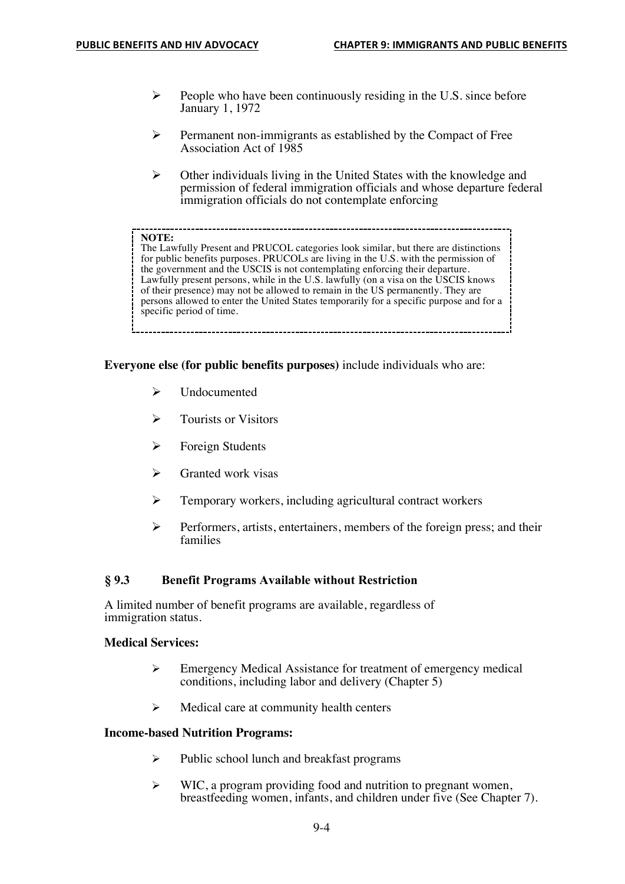- People who have been continuously residing in the U.S. since before January 1, 1972

- Permanent non-immigrants as established by the Compact of Free Association Act of 1985

- Other individuals living in the United States with the knowledge and permission of federal immigration officials and whose departure federal immigration officials do not contemplate enforcing

> **NOTE:**
> The Lawfully Present and PRUCOL categories look similar, but there are distinctions for public benefits purposes. PRUCOLs are living in the U.S. with the permission of the government and the USCIS is not contemplating enforcing their departure. Lawfully present persons, while in the U.S. lawfully (on a visa on the USCIS knows of their presence) may not be allowed to remain in the US permanently. They are persons allowed to enter the United States temporarily for a specific purpose and for a specific period of time.

**Everyone else (for public benefits purposes)** include individuals who are:

- Undocumented

- Tourists or Visitors

- Foreign Students

- Granted work visas

- Temporary workers, including agricultural contract workers

- Performers, artists, entertainers, members of the foreign press; and their families

### § 9.3 Benefit Programs Available without Restriction

A limited number of benefit programs are available, regardless of immigration status.

**Medical Services:**

- Emergency Medical Assistance for treatment of emergency medical conditions, including labor and delivery (Chapter 5)

- Medical care at community health centers

**Income-based Nutrition Programs:**

- Public school lunch and breakfast programs

- WIC, a program providing food and nutrition to pregnant women, breastfeeding women, infants, and children under five (See Chapter 7).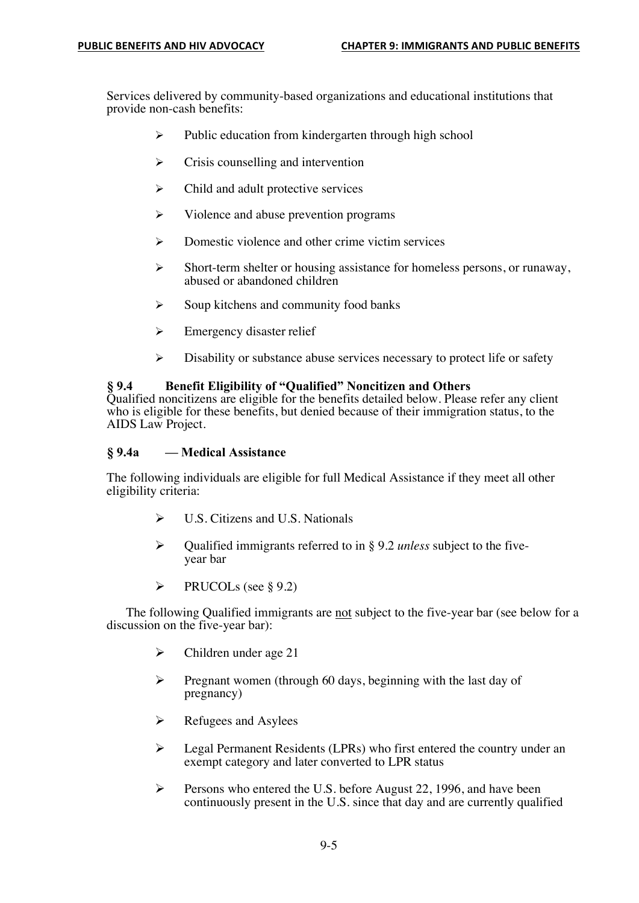Services delivered by community-based organizations and educational institutions that provide non-cash benefits:

- Public education from kindergarten through high school
- Crisis counselling and intervention
- Child and adult protective services
- Violence and abuse prevention programs
- Domestic violence and other crime victim services
- Short-term shelter or housing assistance for homeless persons, or runaway, abused or abandoned children
- Soup kitchens and community food banks
- Emergency disaster relief
- Disability or substance abuse services necessary to protect life or safety

## § 9.4 Benefit Eligibility of "Qualified" Noncitizen and Others

Qualified noncitizens are eligible for the benefits detailed below. Please refer any client who is eligible for these benefits, but denied because of their immigration status, to the AIDS Law Project.

### § 9.4a — Medical Assistance

The following individuals are eligible for full Medical Assistance if they meet all other eligibility criteria:

- U.S. Citizens and U.S. Nationals
- Qualified immigrants referred to in § 9.2 *unless* subject to the five-year bar
- PRUCOLs (see § 9.2)

The following Qualified immigrants are <u>not</u> subject to the five-year bar (see below for a discussion on the five-year bar):

- Children under age 21
- Pregnant women (through 60 days, beginning with the last day of pregnancy)
- Refugees and Asylees
- Legal Permanent Residents (LPRs) who first entered the country under an exempt category and later converted to LPR status
- Persons who entered the U.S. before August 22, 1996, and have been continuously present in the U.S. since that day and are currently qualified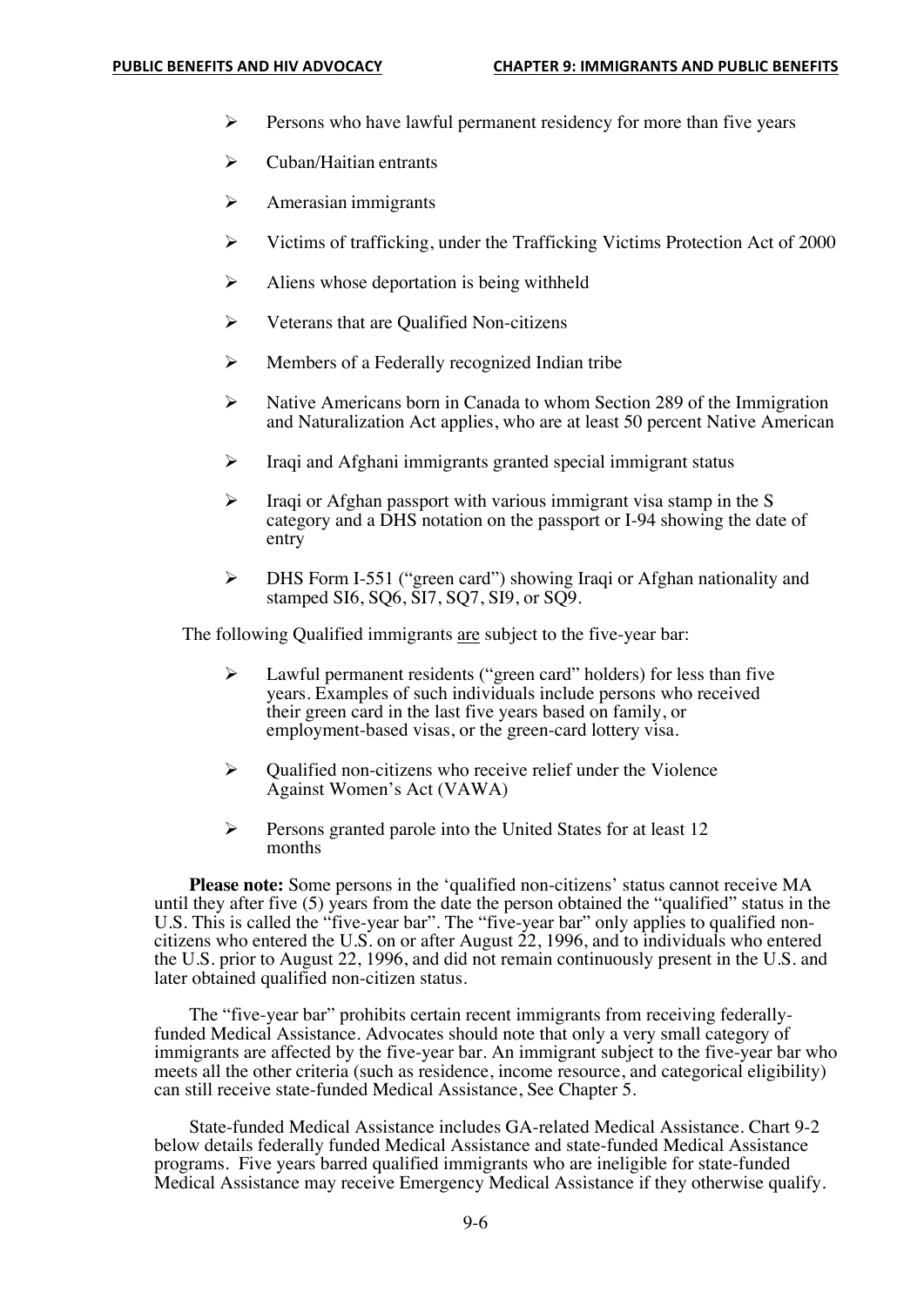- Persons who have lawful permanent residency for more than five years
- Cuban/Haitian entrants
- Amerasian immigrants
- Victims of trafficking, under the Trafficking Victims Protection Act of 2000
- Aliens whose deportation is being withheld
- Veterans that are Qualified Non-citizens
- Members of a Federally recognized Indian tribe
- Native Americans born in Canada to whom Section 289 of the Immigration and Naturalization Act applies, who are at least 50 percent Native American
- Iraqi and Afghani immigrants granted special immigrant status
- Iraqi or Afghan passport with various immigrant visa stamp in the S category and a DHS notation on the passport or I-94 showing the date of entry
- DHS Form I-551 ("green card") showing Iraqi or Afghan nationality and stamped SI6, SQ6, SI7, SQ7, SI9, or SQ9.

The following Qualified immigrants <u>are</u> subject to the five-year bar:

- Lawful permanent residents ("green card" holders) for less than five years. Examples of such individuals include persons who received their green card in the last five years based on family, or employment-based visas, or the green-card lottery visa.
- Qualified non-citizens who receive relief under the Violence Against Women's Act (VAWA)
- Persons granted parole into the United States for at least 12 months

**Please note:** Some persons in the 'qualified non-citizens' status cannot receive MA until they after five (5) years from the date the person obtained the "qualified" status in the U.S. This is called the "five-year bar". The "five-year bar" only applies to qualified non-citizens who entered the U.S. on or after August 22, 1996, and to individuals who entered the U.S. prior to August 22, 1996, and did not remain continuously present in the U.S. and later obtained qualified non-citizen status.

The "five-year bar" prohibits certain recent immigrants from receiving federally-funded Medical Assistance. Advocates should note that only a very small category of immigrants are affected by the five-year bar. An immigrant subject to the five-year bar who meets all the other criteria (such as residence, income resource, and categorical eligibility) can still receive state-funded Medical Assistance, See Chapter 5.

State-funded Medical Assistance includes GA-related Medical Assistance. Chart 9-2 below details federally funded Medical Assistance and state-funded Medical Assistance programs. Five years barred qualified immigrants who are ineligible for state-funded Medical Assistance may receive Emergency Medical Assistance if they otherwise qualify.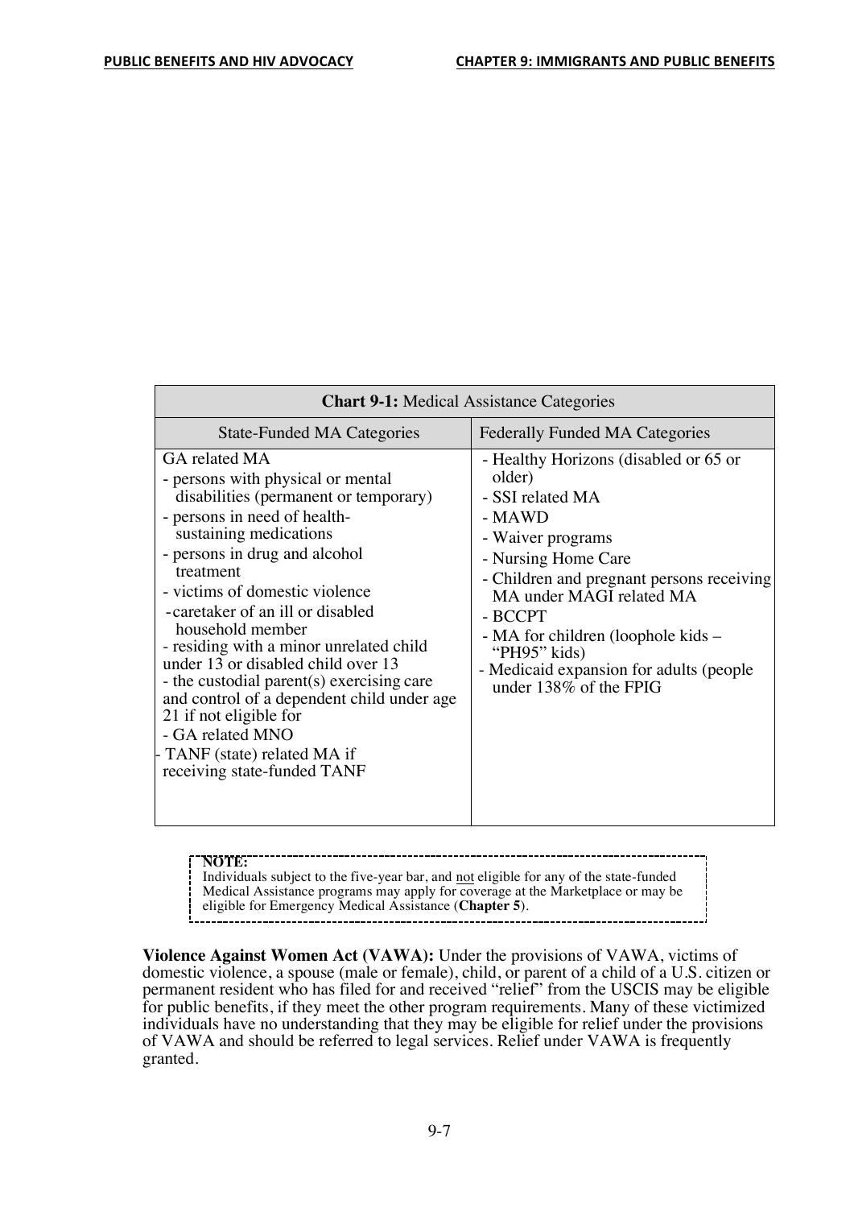| **Chart 9-1:** Medical Assistance Categories | |
|---|---|
| State-Funded MA Categories | Federally Funded MA Categories |
| GA related MA<br>- persons with physical or mental disabilities (permanent or temporary)<br>- persons in need of health-sustaining medications<br>- persons in drug and alcohol treatment<br>- victims of domestic violence<br>-caretaker of an ill or disabled household member<br>- residing with a minor unrelated child under 13 or disabled child over 13<br>- the custodial parent(s) exercising care and control of a dependent child under age 21 if not eligible for<br>- GA related MNO<br>- TANF (state) related MA if receiving state-funded TANF | - Healthy Horizons (disabled or 65 or older)<br>- SSI related MA<br>- MAWD<br>- Waiver programs<br>- Nursing Home Care<br>- Children and pregnant persons receiving MA under MAGI related MA<br>- BCCPT<br>- MA for children (loophole kids – "PH95" kids)<br>- Medicaid expansion for adults (people under 138% of the FPIG |

> **NOTE:**
> Individuals subject to the five-year bar, and not eligible for any of the state-funded Medical Assistance programs may apply for coverage at the Marketplace or may be eligible for Emergency Medical Assistance (**Chapter 5**).

**Violence Against Women Act (VAWA):** Under the provisions of VAWA, victims of domestic violence, a spouse (male or female), child, or parent of a child of a U.S. citizen or permanent resident who has filed for and received "relief" from the USCIS may be eligible for public benefits, if they meet the other program requirements. Many of these victimized individuals have no understanding that they may be eligible for relief under the provisions of VAWA and should be referred to legal services. Relief under VAWA is frequently granted.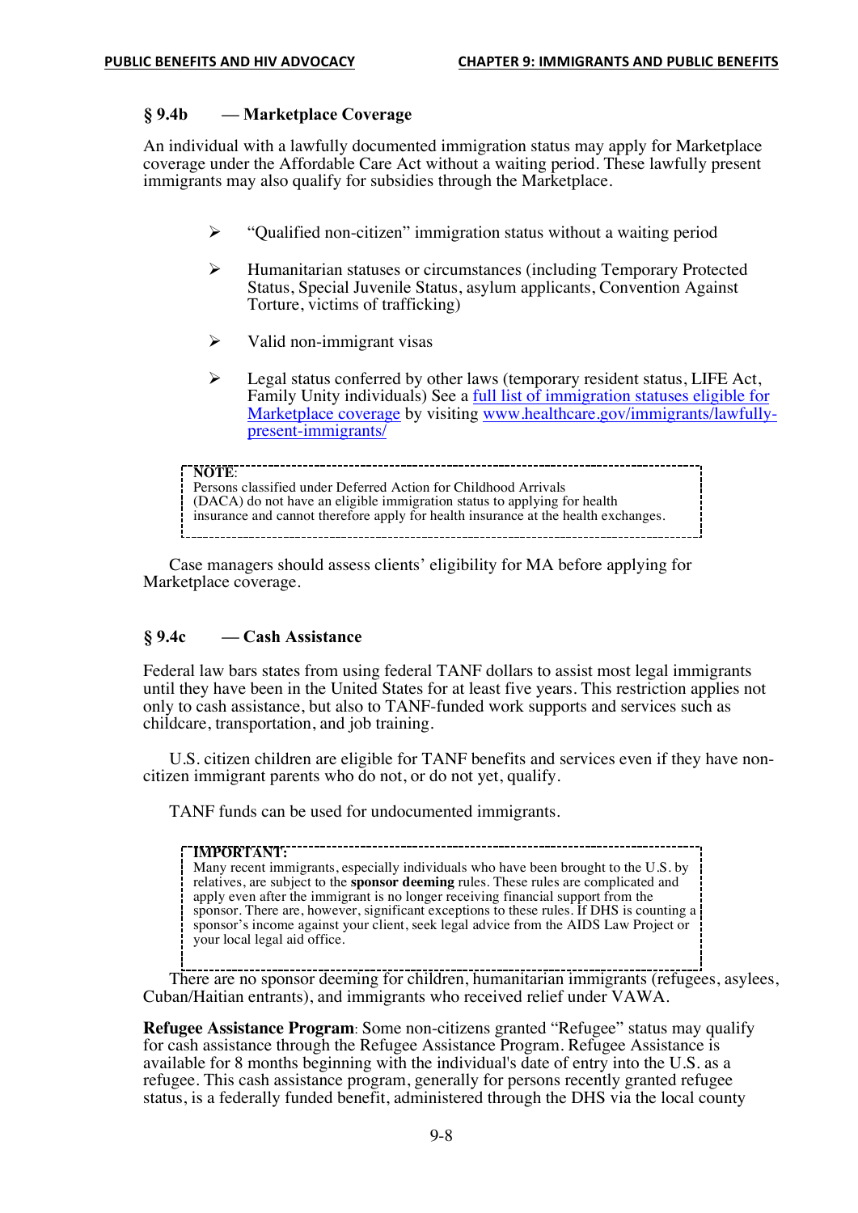### § 9.4b — Marketplace Coverage

An individual with a lawfully documented immigration status may apply for Marketplace coverage under the Affordable Care Act without a waiting period. These lawfully present immigrants may also qualify for subsidies through the Marketplace.

- "Qualified non-citizen" immigration status without a waiting period
- Humanitarian statuses or circumstances (including Temporary Protected Status, Special Juvenile Status, asylum applicants, Convention Against Torture, victims of trafficking)
- Valid non-immigrant visas
- Legal status conferred by other laws (temporary resident status, LIFE Act, Family Unity individuals) See a [full list of immigration statuses eligible for Marketplace coverage](www.healthcare.gov/immigrants/lawfully-present-immigrants/) by visiting [www.healthcare.gov/immigrants/lawfully-present-immigrants/](www.healthcare.gov/immigrants/lawfully-present-immigrants/)

> **NOTE**:
> Persons classified under Deferred Action for Childhood Arrivals (DACA) do not have an eligible immigration status to applying for health insurance and cannot therefore apply for health insurance at the health exchanges.

Case managers should assess clients' eligibility for MA before applying for Marketplace coverage.

### § 9.4c — Cash Assistance

Federal law bars states from using federal TANF dollars to assist most legal immigrants until they have been in the United States for at least five years. This restriction applies not only to cash assistance, but also to TANF-funded work supports and services such as childcare, transportation, and job training.

U.S. citizen children are eligible for TANF benefits and services even if they have non-citizen immigrant parents who do not, or do not yet, qualify.

TANF funds can be used for undocumented immigrants.

> **IMPORTANT:**
> Many recent immigrants, especially individuals who have been brought to the U.S. by relatives, are subject to the **sponsor deeming** rules. These rules are complicated and apply even after the immigrant is no longer receiving financial support from the sponsor. There are, however, significant exceptions to these rules. If DHS is counting a sponsor's income against your client, seek legal advice from the AIDS Law Project or your local legal aid office.

There are no sponsor deeming for children, humanitarian immigrants (refugees, asylees, Cuban/Haitian entrants), and immigrants who received relief under VAWA.

**Refugee Assistance Program**: Some non-citizens granted "Refugee" status may qualify for cash assistance through the Refugee Assistance Program. Refugee Assistance is available for 8 months beginning with the individual's date of entry into the U.S. as a refugee. This cash assistance program, generally for persons recently granted refugee status, is a federally funded benefit, administered through the DHS via the local county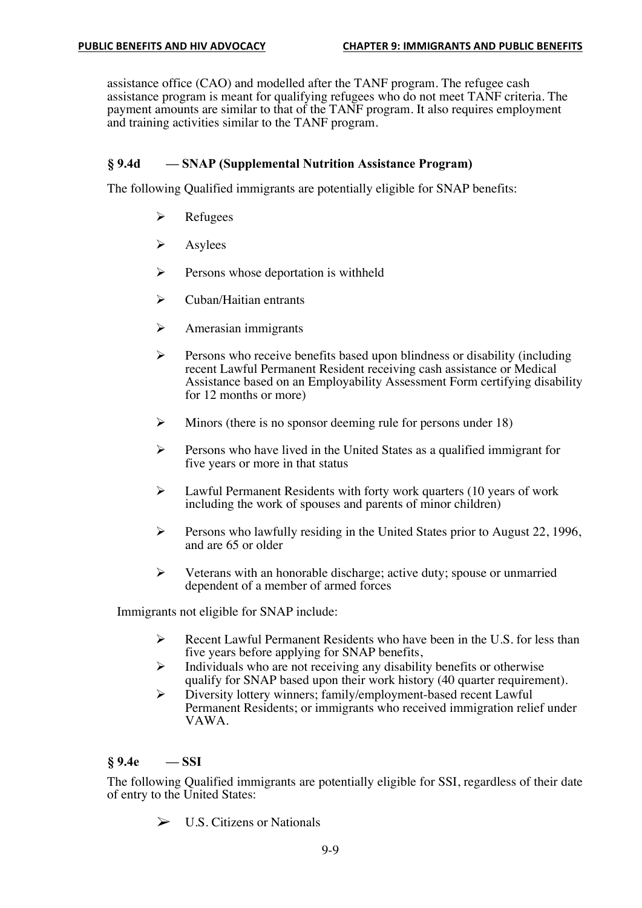assistance office (CAO) and modelled after the TANF program. The refugee cash assistance program is meant for qualifying refugees who do not meet TANF criteria. The payment amounts are similar to that of the TANF program. It also requires employment and training activities similar to the TANF program.

### § 9.4d — SNAP (Supplemental Nutrition Assistance Program)

The following Qualified immigrants are potentially eligible for SNAP benefits:

- Refugees
- Asylees
- Persons whose deportation is withheld
- Cuban/Haitian entrants
- Amerasian immigrants
- Persons who receive benefits based upon blindness or disability (including recent Lawful Permanent Resident receiving cash assistance or Medical Assistance based on an Employability Assessment Form certifying disability for 12 months or more)
- Minors (there is no sponsor deeming rule for persons under 18)
- Persons who have lived in the United States as a qualified immigrant for five years or more in that status
- Lawful Permanent Residents with forty work quarters (10 years of work including the work of spouses and parents of minor children)
- Persons who lawfully residing in the United States prior to August 22, 1996, and are 65 or older
- Veterans with an honorable discharge; active duty; spouse or unmarried dependent of a member of armed forces

Immigrants not eligible for SNAP include:

- Recent Lawful Permanent Residents who have been in the U.S. for less than five years before applying for SNAP benefits,
- Individuals who are not receiving any disability benefits or otherwise qualify for SNAP based upon their work history (40 quarter requirement).
- Diversity lottery winners; family/employment-based recent Lawful Permanent Residents; or immigrants who received immigration relief under VAWA.

### § 9.4e — SSI

The following Qualified immigrants are potentially eligible for SSI, regardless of their date of entry to the United States:

- U.S. Citizens or Nationals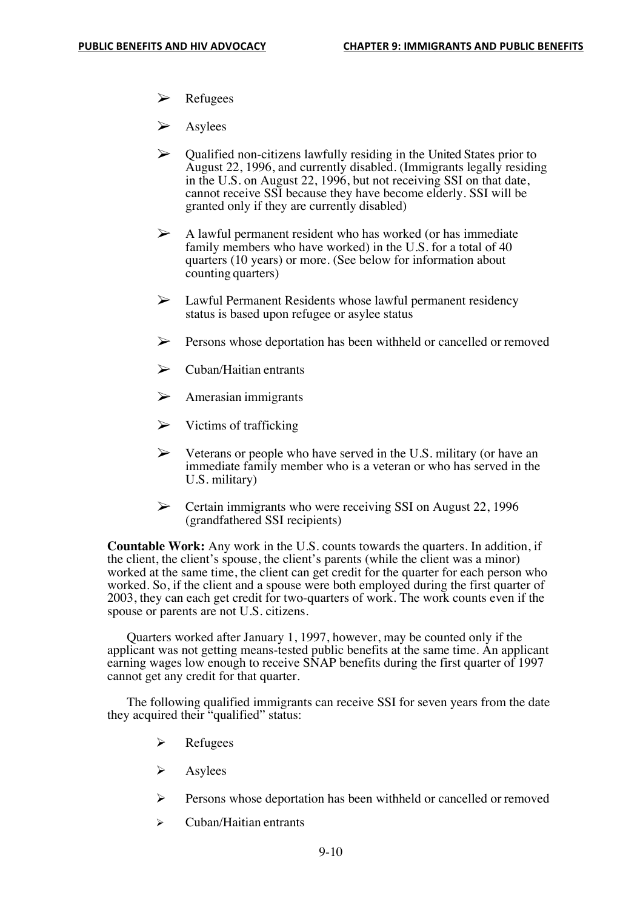- Refugees
- Asylees
- Qualified non-citizens lawfully residing in the United States prior to August 22, 1996, and currently disabled. (Immigrants legally residing in the U.S. on August 22, 1996, but not receiving SSI on that date, cannot receive SSI because they have become elderly. SSI will be granted only if they are currently disabled)
- A lawful permanent resident who has worked (or has immediate family members who have worked) in the U.S. for a total of 40 quarters (10 years) or more. (See below for information about counting quarters)
- Lawful Permanent Residents whose lawful permanent residency status is based upon refugee or asylee status
- Persons whose deportation has been withheld or cancelled or removed
- Cuban/Haitian entrants
- Amerasian immigrants
- Victims of trafficking
- Veterans or people who have served in the U.S. military (or have an immediate family member who is a veteran or who has served in the U.S. military)
- Certain immigrants who were receiving SSI on August 22, 1996 (grandfathered SSI recipients)

**Countable Work:** Any work in the U.S. counts towards the quarters. In addition, if the client, the client's spouse, the client's parents (while the client was a minor) worked at the same time, the client can get credit for the quarter for each person who worked. So, if the client and a spouse were both employed during the first quarter of 2003, they can each get credit for two-quarters of work. The work counts even if the spouse or parents are not U.S. citizens.

Quarters worked after January 1, 1997, however, may be counted only if the applicant was not getting means-tested public benefits at the same time. An applicant earning wages low enough to receive SNAP benefits during the first quarter of 1997 cannot get any credit for that quarter.

The following qualified immigrants can receive SSI for seven years from the date they acquired their "qualified" status:

- Refugees
- Asylees
- Persons whose deportation has been withheld or cancelled or removed
- Cuban/Haitian entrants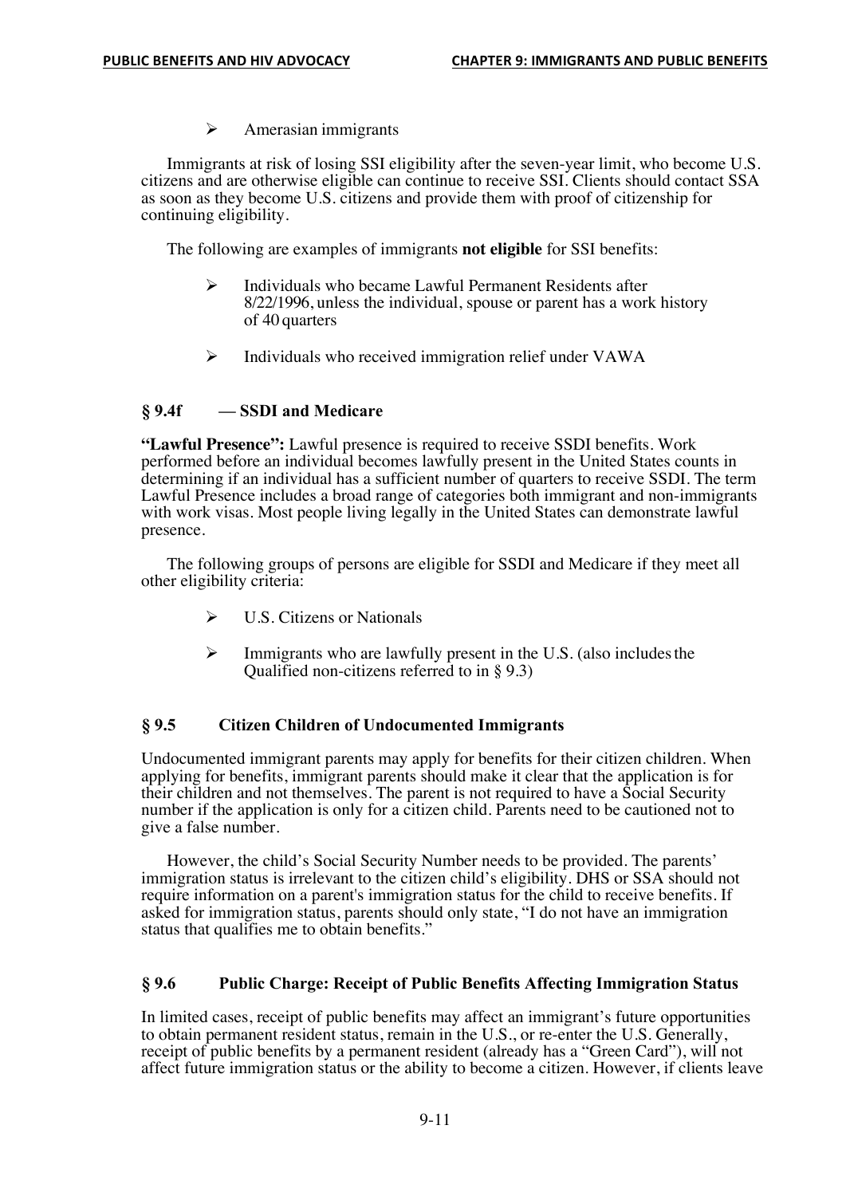- Amerasian immigrants

Immigrants at risk of losing SSI eligibility after the seven-year limit, who become U.S. citizens and are otherwise eligible can continue to receive SSI. Clients should contact SSA as soon as they become U.S. citizens and provide them with proof of citizenship for continuing eligibility.

The following are examples of immigrants **not eligible** for SSI benefits:

- Individuals who became Lawful Permanent Residents after 8/22/1996, unless the individual, spouse or parent has a work history of 40 quarters
- Individuals who received immigration relief under VAWA

### § 9.4f — SSDI and Medicare

**"Lawful Presence":** Lawful presence is required to receive SSDI benefits. Work performed before an individual becomes lawfully present in the United States counts in determining if an individual has a sufficient number of quarters to receive SSDI. The term Lawful Presence includes a broad range of categories both immigrant and non-immigrants with work visas. Most people living legally in the United States can demonstrate lawful presence.

The following groups of persons are eligible for SSDI and Medicare if they meet all other eligibility criteria:

- U.S. Citizens or Nationals
- Immigrants who are lawfully present in the U.S. (also includes the Qualified non-citizens referred to in § 9.3)

## § 9.5 Citizen Children of Undocumented Immigrants

Undocumented immigrant parents may apply for benefits for their citizen children. When applying for benefits, immigrant parents should make it clear that the application is for their children and not themselves. The parent is not required to have a Social Security number if the application is only for a citizen child. Parents need to be cautioned not to give a false number.

However, the child's Social Security Number needs to be provided. The parents' immigration status is irrelevant to the citizen child's eligibility. DHS or SSA should not require information on a parent's immigration status for the child to receive benefits. If asked for immigration status, parents should only state, "I do not have an immigration status that qualifies me to obtain benefits."

## § 9.6 Public Charge: Receipt of Public Benefits Affecting Immigration Status

In limited cases, receipt of public benefits may affect an immigrant's future opportunities to obtain permanent resident status, remain in the U.S., or re-enter the U.S. Generally, receipt of public benefits by a permanent resident (already has a "Green Card"), will not affect future immigration status or the ability to become a citizen. However, if clients leave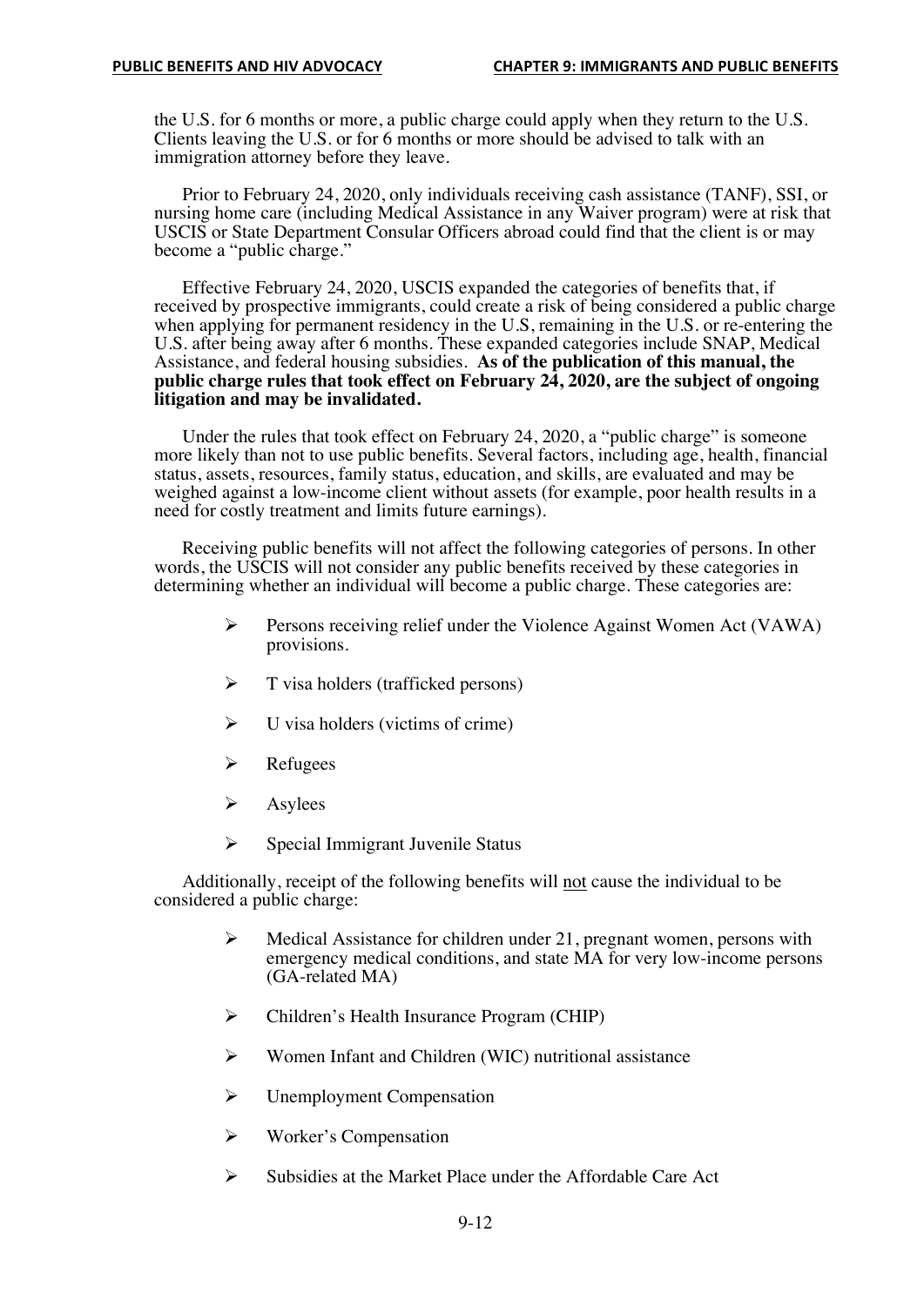the U.S. for 6 months or more, a public charge could apply when they return to the U.S. Clients leaving the U.S. or for 6 months or more should be advised to talk with an immigration attorney before they leave.

Prior to February 24, 2020, only individuals receiving cash assistance (TANF), SSI, or nursing home care (including Medical Assistance in any Waiver program) were at risk that USCIS or State Department Consular Officers abroad could find that the client is or may become a "public charge."

Effective February 24, 2020, USCIS expanded the categories of benefits that, if received by prospective immigrants, could create a risk of being considered a public charge when applying for permanent residency in the U.S, remaining in the U.S. or re-entering the U.S. after being away after 6 months. These expanded categories include SNAP, Medical Assistance, and federal housing subsidies. **As of the publication of this manual, the public charge rules that took effect on February 24, 2020, are the subject of ongoing litigation and may be invalidated.**

Under the rules that took effect on February 24, 2020, a "public charge" is someone more likely than not to use public benefits. Several factors, including age, health, financial status, assets, resources, family status, education, and skills, are evaluated and may be weighed against a low-income client without assets (for example, poor health results in a need for costly treatment and limits future earnings).

Receiving public benefits will not affect the following categories of persons. In other words, the USCIS will not consider any public benefits received by these categories in determining whether an individual will become a public charge. These categories are:

- Persons receiving relief under the Violence Against Women Act (VAWA) provisions.
- T visa holders (trafficked persons)
- U visa holders (victims of crime)
- Refugees
- Asylees
- Special Immigrant Juvenile Status

Additionally, receipt of the following benefits will not cause the individual to be considered a public charge:

- Medical Assistance for children under 21, pregnant women, persons with emergency medical conditions, and state MA for very low-income persons (GA-related MA)
- Children's Health Insurance Program (CHIP)
- Women Infant and Children (WIC) nutritional assistance
- Unemployment Compensation
- Worker's Compensation
- Subsidies at the Market Place under the Affordable Care Act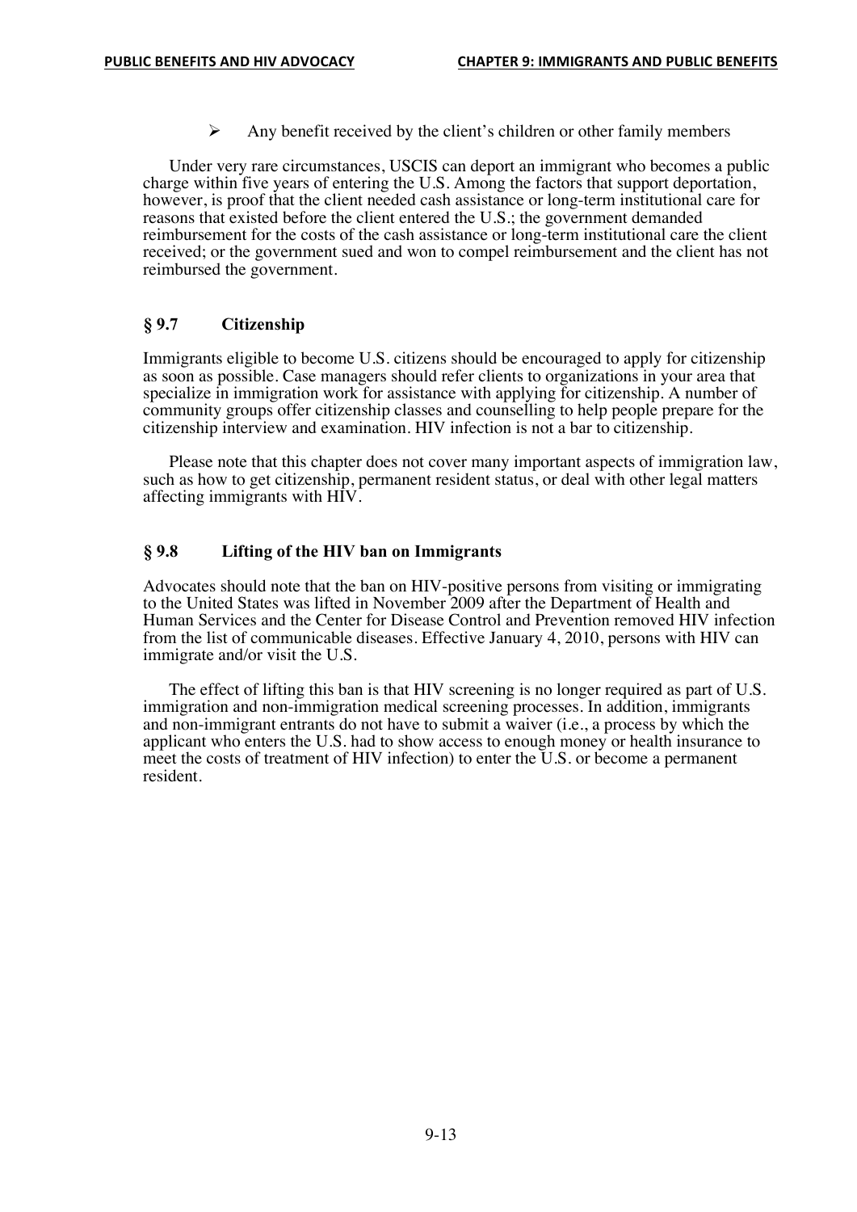- Any benefit received by the client's children or other family members

Under very rare circumstances, USCIS can deport an immigrant who becomes a public charge within five years of entering the U.S. Among the factors that support deportation, however, is proof that the client needed cash assistance or long-term institutional care for reasons that existed before the client entered the U.S.; the government demanded reimbursement for the costs of the cash assistance or long-term institutional care the client received; or the government sued and won to compel reimbursement and the client has not reimbursed the government.

## § 9.7 Citizenship

Immigrants eligible to become U.S. citizens should be encouraged to apply for citizenship as soon as possible. Case managers should refer clients to organizations in your area that specialize in immigration work for assistance with applying for citizenship. A number of community groups offer citizenship classes and counselling to help people prepare for the citizenship interview and examination. HIV infection is not a bar to citizenship.

Please note that this chapter does not cover many important aspects of immigration law, such as how to get citizenship, permanent resident status, or deal with other legal matters affecting immigrants with HIV.

## § 9.8 Lifting of the HIV ban on Immigrants

Advocates should note that the ban on HIV-positive persons from visiting or immigrating to the United States was lifted in November 2009 after the Department of Health and Human Services and the Center for Disease Control and Prevention removed HIV infection from the list of communicable diseases. Effective January 4, 2010, persons with HIV can immigrate and/or visit the U.S.

The effect of lifting this ban is that HIV screening is no longer required as part of U.S. immigration and non-immigration medical screening processes. In addition, immigrants and non-immigrant entrants do not have to submit a waiver (i.e., a process by which the applicant who enters the U.S. had to show access to enough money or health insurance to meet the costs of treatment of HIV infection) to enter the U.S. or become a permanent resident.